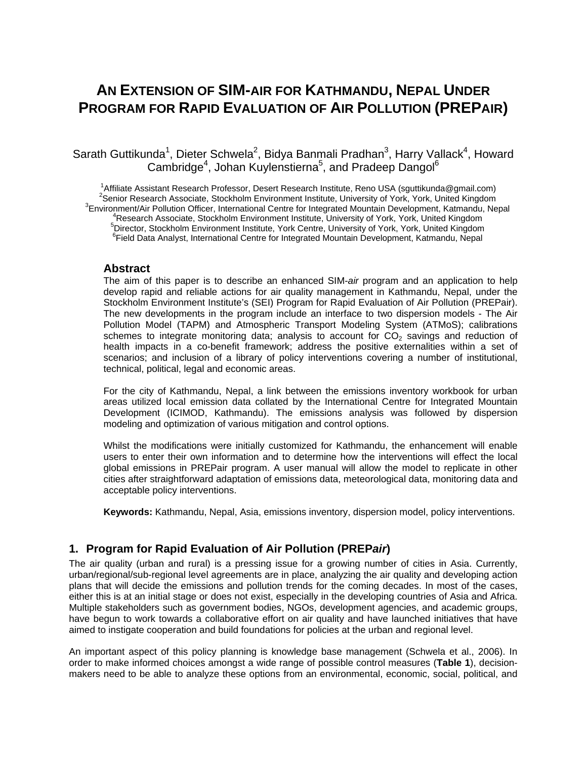# AN EXTENSION OF SIM-AIR FOR KATHMANDU, NEPAL UNDER PROGRAM FOR RAPID EVALUATION OF AIR POLLUTION (PREPAIR)

Sarath Guttikunda[1], Dieter Schwela[2], Bidya Banmali Pradhan[3], Harry Vallack[4], Howard Cambridge[4], Johan Kuylenstierna[5], and Pradeep Dangol[6]

[1]Affiliate Assistant Research Professor, Desert Research Institute, Reno USA (sguttikunda@gmail.com)
[2]Senior Research Associate, Stockholm Environment Institute, University of York, York, United Kingdom
[3]Environment/Air Pollution Officer, International Centre for Integrated Mountain Development, Katmandu, Nepal
[4]Research Associate, Stockholm Environment Institute, University of York, York, United Kingdom
[5]Director, Stockholm Environment Institute, York Centre, University of York, York, United Kingdom
[6]Field Data Analyst, International Centre for Integrated Mountain Development, Katmandu, Nepal

## Abstract

The aim of this paper is to describe an enhanced SIM-*air* program and an application to help develop rapid and reliable actions for air quality management in Kathmandu, Nepal, under the Stockholm Environment Institute's (SEI) Program for Rapid Evaluation of Air Pollution (PREPair). The new developments in the program include an interface to two dispersion models - The Air Pollution Model (TAPM) and Atmospheric Transport Modeling System (ATMoS); calibrations schemes to integrate monitoring data; analysis to account for $CO_2$ savings and reduction of health impacts in a co-benefit framework; address the positive externalities within a set of scenarios; and inclusion of a library of policy interventions covering a number of institutional, technical, political, legal and economic areas.

For the city of Kathmandu, Nepal, a link between the emissions inventory workbook for urban areas utilized local emission data collated by the International Centre for Integrated Mountain Development (ICIMOD, Kathmandu). The emissions analysis was followed by dispersion modeling and optimization of various mitigation and control options.

Whilst the modifications were initially customized for Kathmandu, the enhancement will enable users to enter their own information and to determine how the interventions will effect the local global emissions in PREPair program. A user manual will allow the model to replicate in other cities after straightforward adaptation of emissions data, meteorological data, monitoring data and acceptable policy interventions.

**Keywords:** Kathmandu, Nepal, Asia, emissions inventory, dispersion model, policy interventions.

## 1. Program for Rapid Evaluation of Air Pollution (PREP*air*)

The air quality (urban and rural) is a pressing issue for a growing number of cities in Asia. Currently, urban/regional/sub-regional level agreements are in place, analyzing the air quality and developing action plans that will decide the emissions and pollution trends for the coming decades. In most of the cases, either this is at an initial stage or does not exist, especially in the developing countries of Asia and Africa. Multiple stakeholders such as government bodies, NGOs, development agencies, and academic groups, have begun to work towards a collaborative effort on air quality and have launched initiatives that have aimed to instigate cooperation and build foundations for policies at the urban and regional level.

An important aspect of this policy planning is knowledge base management (Schwela et al., 2006). In order to make informed choices amongst a wide range of possible control measures (**Table 1**), decision-makers need to be able to analyze these options from an environmental, economic, social, political, and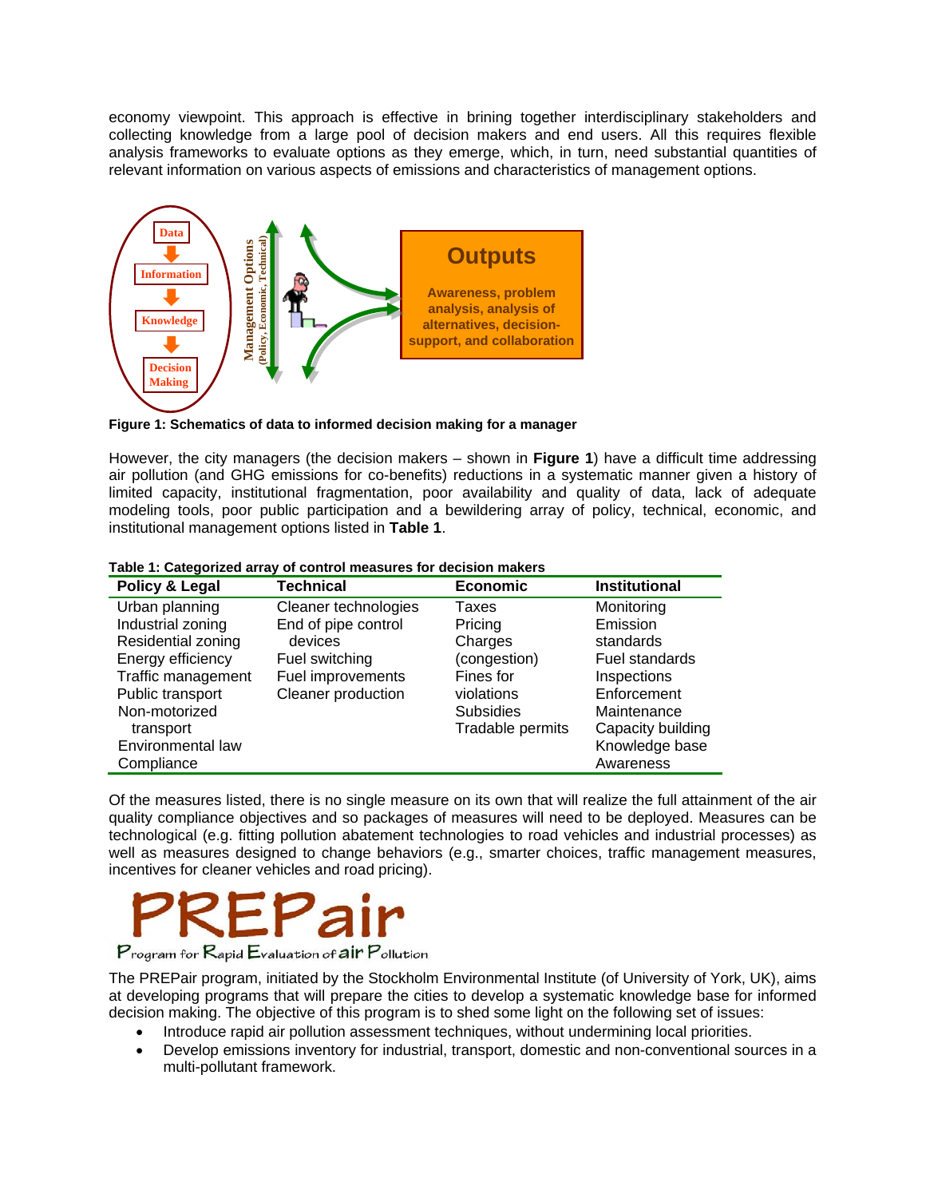economy viewpoint. This approach is effective in brining together interdisciplinary stakeholders and collecting knowledge from a large pool of decision makers and end users. All this requires flexible analysis frameworks to evaluate options as they emerge, which, in turn, need substantial quantities of relevant information on various aspects of emissions and characteristics of management options.

**Figure 1: Schematics of data to informed decision making for a manager**

However, the city managers (the decision makers – shown in **Figure 1**) have a difficult time addressing air pollution (and GHG emissions for co-benefits) reductions in a systematic manner given a history of limited capacity, institutional fragmentation, poor availability and quality of data, lack of adequate modeling tools, poor public participation and a bewildering array of policy, technical, economic, and institutional management options listed in **Table 1**.

**Table 1: Categorized array of control measures for decision makers**

| Policy & Legal | Technical | Economic | Institutional |
|---|---|---|---|
| Urban planning<br>Industrial zoning<br>Residential zoning<br>Energy efficiency<br>Traffic management<br>Public transport<br>Non-motorized transport<br>Environmental law<br>Compliance | Cleaner technologies<br>End of pipe control devices<br>Fuel switching<br>Fuel improvements<br>Cleaner production | Taxes<br>Pricing<br>Charges (congestion)<br>Fines for violations<br>Subsidies<br>Tradable permits | Monitoring<br>Emission standards<br>Fuel standards<br>Inspections<br>Enforcement<br>Maintenance<br>Capacity building<br>Knowledge base<br>Awareness |

Of the measures listed, there is no single measure on its own that will realize the full attainment of the air quality compliance objectives and so packages of measures will need to be deployed. Measures can be technological (e.g. fitting pollution abatement technologies to road vehicles and industrial processes) as well as measures designed to change behaviors (e.g., smarter choices, traffic management measures, incentives for cleaner vehicles and road pricing).

# PREPair

Program for Rapid Evaluation of air Pollution

The PREPair program, initiated by the Stockholm Environmental Institute (of University of York, UK), aims at developing programs that will prepare the cities to develop a systematic knowledge base for informed decision making. The objective of this program is to shed some light on the following set of issues:

- Introduce rapid air pollution assessment techniques, without undermining local priorities.
- Develop emissions inventory for industrial, transport, domestic and non-conventional sources in a multi-pollutant framework.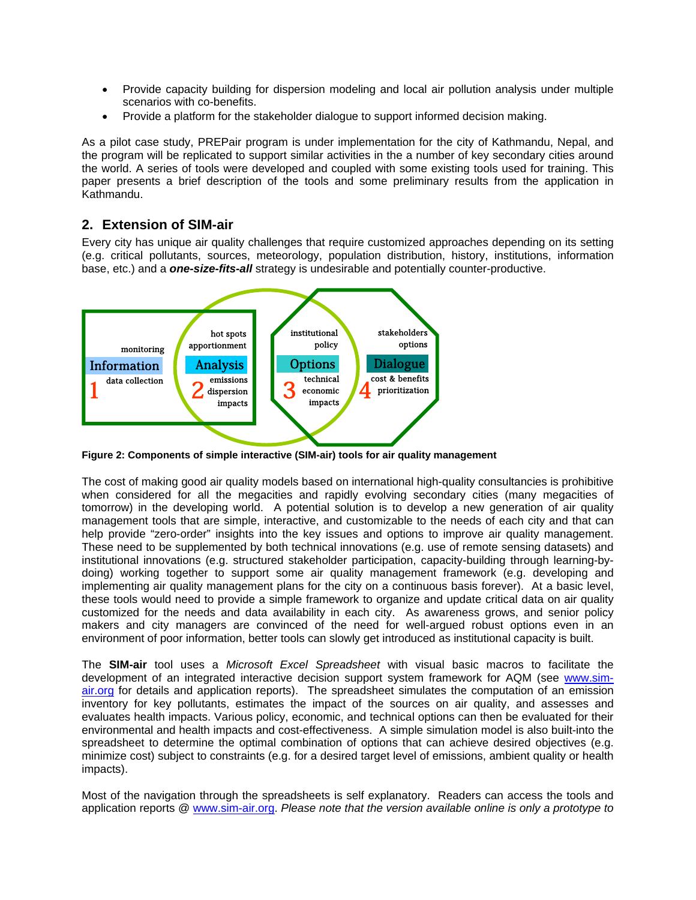- Provide capacity building for dispersion modeling and local air pollution analysis under multiple scenarios with co-benefits.
- Provide a platform for the stakeholder dialogue to support informed decision making.

As a pilot case study, PREPair program is under implementation for the city of Kathmandu, Nepal, and the program will be replicated to support similar activities in the a number of key secondary cities around the world. A series of tools were developed and coupled with some existing tools used for training. This paper presents a brief description of the tools and some preliminary results from the application in Kathmandu.

## 2. Extension of SIM-air

Every city has unique air quality challenges that require customized approaches depending on its setting (e.g. critical pollutants, sources, meteorology, population distribution, history, institutions, information base, etc.) and a ***one-size-fits-all*** strategy is undesirable and potentially counter-productive.

**Figure 2: Components of simple interactive (SIM-air) tools for air quality management**

The cost of making good air quality models based on international high-quality consultancies is prohibitive when considered for all the megacities and rapidly evolving secondary cities (many megacities of tomorrow) in the developing world. A potential solution is to develop a new generation of air quality management tools that are simple, interactive, and customizable to the needs of each city and that can help provide "zero-order" insights into the key issues and options to improve air quality management. These need to be supplemented by both technical innovations (e.g. use of remote sensing datasets) and institutional innovations (e.g. structured stakeholder participation, capacity-building through learning-by-doing) working together to support some air quality management framework (e.g. developing and implementing air quality management plans for the city on a continuous basis forever). At a basic level, these tools would need to provide a simple framework to organize and update critical data on air quality customized for the needs and data availability in each city. As awareness grows, and senior policy makers and city managers are convinced of the need for well-argued robust options even in an environment of poor information, better tools can slowly get introduced as institutional capacity is built.

The **SIM-air** tool uses a *Microsoft Excel Spreadsheet* with visual basic macros to facilitate the development of an integrated interactive decision support system framework for AQM (see www.sim-air.org for details and application reports). The spreadsheet simulates the computation of an emission inventory for key pollutants, estimates the impact of the sources on air quality, and assesses and evaluates health impacts. Various policy, economic, and technical options can then be evaluated for their environmental and health impacts and cost-effectiveness. A simple simulation model is also built-into the spreadsheet to determine the optimal combination of options that can achieve desired objectives (e.g. minimize cost) subject to constraints (e.g. for a desired target level of emissions, ambient quality or health impacts).

Most of the navigation through the spreadsheets is self explanatory. Readers can access the tools and application reports @ www.sim-air.org. *Please note that the version available online is only a prototype to*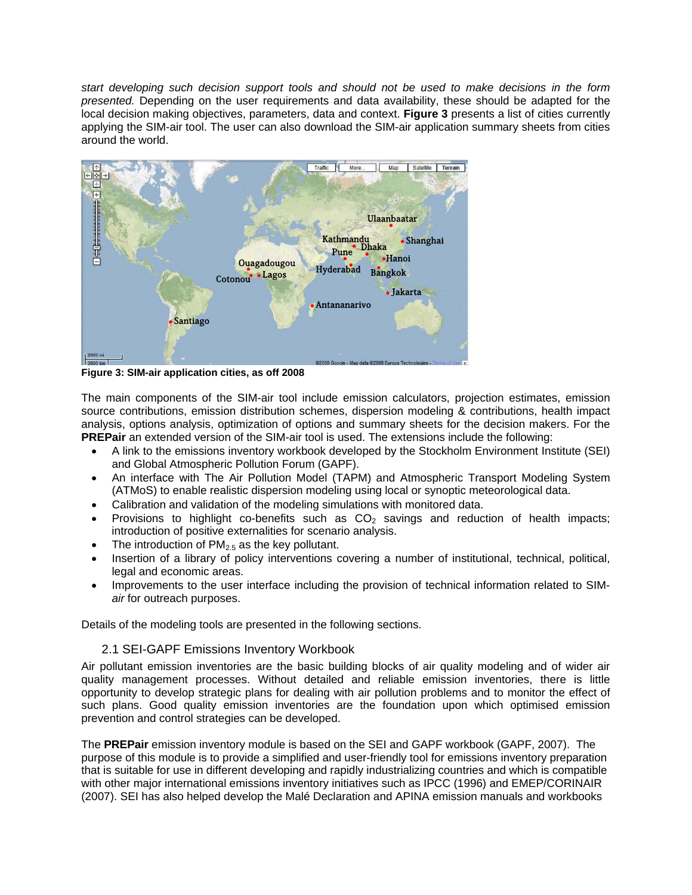*start developing such decision support tools and should not be used to make decisions in the form presented.* Depending on the user requirements and data availability, these should be adapted for the local decision making objectives, parameters, data and context. **Figure 3** presents a list of cities currently applying the SIM-air tool. The user can also download the SIM-air application summary sheets from cities around the world.

**Figure 3: SIM-air application cities, as off 2008**

The main components of the SIM-air tool include emission calculators, projection estimates, emission source contributions, emission distribution schemes, dispersion modeling & contributions, health impact analysis, options analysis, optimization of options and summary sheets for the decision makers. For the **PREPair** an extended version of the SIM-air tool is used. The extensions include the following:

- A link to the emissions inventory workbook developed by the Stockholm Environment Institute (SEI) and Global Atmospheric Pollution Forum (GAPF).
- An interface with The Air Pollution Model (TAPM) and Atmospheric Transport Modeling System (ATMoS) to enable realistic dispersion modeling using local or synoptic meteorological data.
- Calibration and validation of the modeling simulations with monitored data.
- Provisions to highlight co-benefits such as $CO_2$ savings and reduction of health impacts; introduction of positive externalities for scenario analysis.
- The introduction of $PM_{2.5}$ as the key pollutant.
- Insertion of a library of policy interventions covering a number of institutional, technical, political, legal and economic areas.
- Improvements to the user interface including the provision of technical information related to SIM-*air* for outreach purposes.

Details of the modeling tools are presented in the following sections.

## 2.1 SEI-GAPF Emissions Inventory Workbook

Air pollutant emission inventories are the basic building blocks of air quality modeling and of wider air quality management processes. Without detailed and reliable emission inventories, there is little opportunity to develop strategic plans for dealing with air pollution problems and to monitor the effect of such plans. Good quality emission inventories are the foundation upon which optimised emission prevention and control strategies can be developed.

The **PREPair** emission inventory module is based on the SEI and GAPF workbook (GAPF, 2007). The purpose of this module is to provide a simplified and user-friendly tool for emissions inventory preparation that is suitable for use in different developing and rapidly industrializing countries and which is compatible with other major international emissions inventory initiatives such as IPCC (1996) and EMEP/CORINAIR (2007). SEI has also helped develop the Malé Declaration and APINA emission manuals and workbooks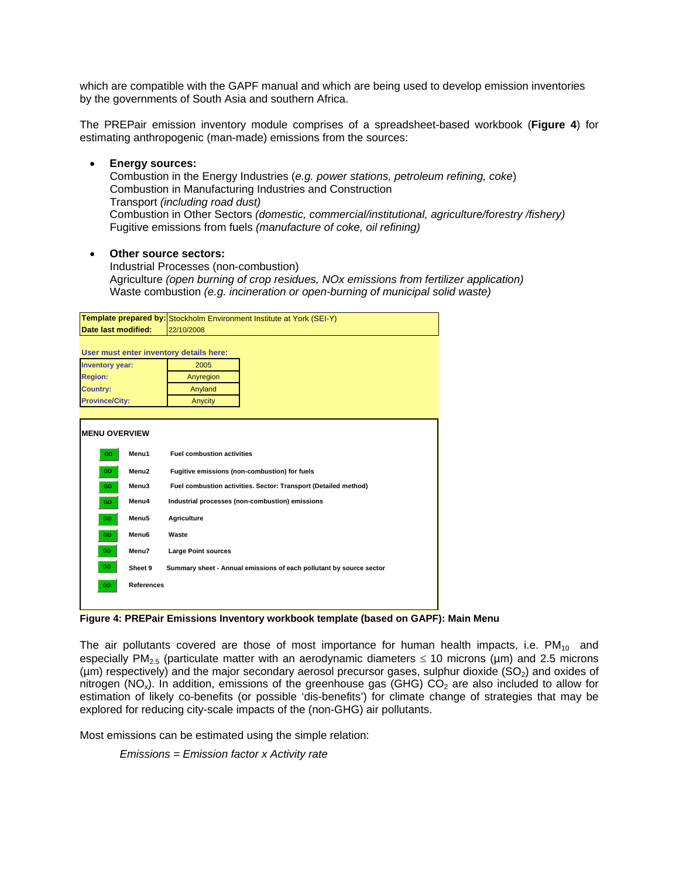which are compatible with the GAPF manual and which are being used to develop emission inventories by the governments of South Asia and southern Africa.

The PREPair emission inventory module comprises of a spreadsheet-based workbook (**Figure 4**) for estimating anthropogenic (man-made) emissions from the sources:

- **Energy sources:**
  Combustion in the Energy Industries (*e.g. power stations, petroleum refining, coke*)
  Combustion in Manufacturing Industries and Construction
  Transport *(including road dust)*
  Combustion in Other Sectors *(domestic, commercial/institutional, agriculture/forestry /fishery)*
  Fugitive emissions from fuels *(manufacture of coke, oil refining)*

- **Other source sectors:**
  Industrial Processes (non-combustion)
  Agriculture *(open burning of crop residues, NOx emissions from fertilizer application)*
  Waste combustion *(e.g. incineration or open-burning of municipal solid waste)*

| | |
|---|---|
| **Template prepared by:** | Stockholm Environment Institute at York (SEI-Y) |
| **Date last modified:** | 22/10/2008 |

**User must enter inventory details here:**

| | |
|---|---|
| **Inventory year:** | 2005 |
| **Region:** | Anyregion |
| **Country:** | Anyland |
| **Province/City:** | Anycity |

**MENU OVERVIEW**

| | | |
|---|---|---|
| GO | Menu1 | Fuel combustion activities |
| GO | Menu2 | Fugitive emissions (non-combustion) for fuels |
| GO | Menu3 | Fuel combustion activities. Sector: Transport (Detailed method) |
| GO | Menu4 | Industrial processes (non-combustion) emissions |
| GO | Menu5 | Agriculture |
| GO | Menu6 | Waste |
| GO | Menu7 | Large Point sources |
| GO | Sheet 9 | Summary sheet - Annual emissions of each pollutant by source sector |
| GO | References | |

**Figure 4: PREPair Emissions Inventory workbook template (based on GAPF): Main Menu**

The air pollutants covered are those of most importance for human health impacts, i.e. $PM_{10}$ and especially $PM_{2.5}$ (particulate matter with an aerodynamic diameters $\leq$ 10 microns (µm) and 2.5 microns (µm) respectively) and the major secondary aerosol precursor gases, sulphur dioxide ($SO_2$) and oxides of nitrogen ($NO_x$). In addition, emissions of the greenhouse gas (GHG) $CO_2$ are also included to allow for estimation of likely co-benefits (or possible 'dis-benefits') for climate change of strategies that may be explored for reducing city-scale impacts of the (non-GHG) air pollutants.

Most emissions can be estimated using the simple relation:

*Emissions = Emission factor x Activity rate*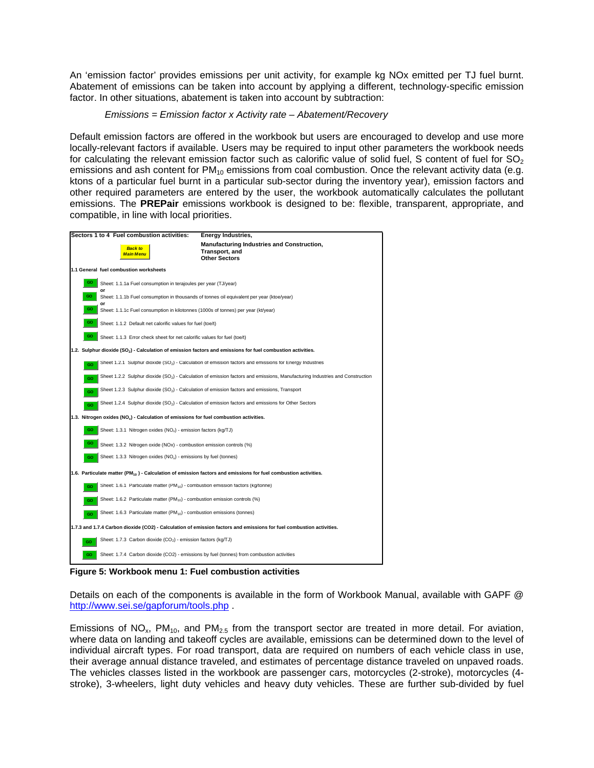An 'emission factor' provides emissions per unit activity, for example kg NOx emitted per TJ fuel burnt. Abatement of emissions can be taken into account by applying a different, technology-specific emission factor. In other situations, abatement is taken into account by subtraction:

*Emissions = Emission factor x Activity rate – Abatement/Recovery*

Default emission factors are offered in the workbook but users are encouraged to develop and use more locally-relevant factors if available. Users may be required to input other parameters the workbook needs for calculating the relevant emission factor such as calorific value of solid fuel, S content of fuel for $SO_2$ emissions and ash content for $PM_{10}$ emissions from coal combustion. Once the relevant activity data (e.g. ktons of a particular fuel burnt in a particular sub-sector during the inventory year), emission factors and other required parameters are entered by the user, the workbook automatically calculates the pollutant emissions. The **PREPair** emissions workbook is designed to be: flexible, transparent, appropriate, and compatible, in line with local priorities.

**Sectors 1 to 4 Fuel combustion activities:** **Energy Industries, Manufacturing Industries and Construction, Transport, and Other Sectors**

Back to Main Menu

**1.1 General fuel combustion worksheets**

- GO Sheet: 1.1.1a Fuel consumption in terajoules per year (TJ/year)
  or
- GO Sheet: 1.1.1b Fuel consumption in thousands of tonnes oil equivalent per year (ktoe/year)
  or
- GO Sheet: 1.1.1c Fuel consumption in kilotonnes (1000s of tonnes) per year (kt/year)
- GO Sheet: 1.1.2 Default net calorific values for fuel (toe/t)
- GO Sheet: 1.1.3 Error check sheet for net calorific values for fuel (toe/t)

**1.2. Sulphur dioxide ($SO_2$) - Calculation of emission factors and emissions for fuel combustion activities.**

- GO Sheet 1.2.1 Sulphur dioxide ($SO_2$) - Calculation of emission factors and emissions for Energy Industries
- GO Sheet 1.2.2 Sulphur dioxide ($SO_2$) - Calculation of emission factors and emissions, Manufacturing Industries and Construction
- GO Sheet 1.2.3 Sulphur dioxide ($SO_2$) - Calculation of emission factors and emissions, Transport
- GO Sheet 1.2.4 Sulphur dioxide ($SO_2$) - Calculation of emission factors and emissions for Other Sectors

**1.3. Nitrogen oxides ($NO_x$) - Calculation of emissions for fuel combustion activities.**

- GO Sheet: 1.3.1 Nitrogen oxides ($NO_x$) - emission factors (kg/TJ)
- GO Sheet: 1.3.2 Nitrogen oxide (NOx) - combustion emission controls (%)
- GO Sheet: 1.3.3 Nitrogen oxides ($NO_x$) - emissions by fuel (tonnes)

**1.6. Particulate matter ($PM_{10}$) - Calculation of emission factors and emissions for fuel combustion activities.**

- GO Sheet: 1.6.1 Particulate matter ($PM_{10}$) - combustion emission factors (kg/tonne)
- GO Sheet: 1.6.2 Particulate matter ($PM_{10}$) - combustion emission controls (%)
- GO Sheet: 1.6.3 Particulate matter ($PM_{10}$) - combustion emissions (tonnes)

**1.7.3 and 1.7.4 Carbon dioxide (CO2) - Calculation of emission factors and emissions for fuel combustion activities.**

- GO Sheet: 1.7.3 Carbon dioxide ($CO_2$) - emission factors (kg/TJ)
- GO Sheet: 1.7.4 Carbon dioxide (CO2) - emissions by fuel (tonnes) from combustion activities

**Figure 5: Workbook menu 1: Fuel combustion activities**

Details on each of the components is available in the form of Workbook Manual, available with GAPF @ http://www.sei.se/gapforum/tools.php .

Emissions of $NO_x$, $PM_{10}$, and $PM_{2.5}$ from the transport sector are treated in more detail. For aviation, where data on landing and takeoff cycles are available, emissions can be determined down to the level of individual aircraft types. For road transport, data are required on numbers of each vehicle class in use, their average annual distance traveled, and estimates of percentage distance traveled on unpaved roads. The vehicles classes listed in the workbook are passenger cars, motorcycles (2-stroke), motorcycles (4-stroke), 3-wheelers, light duty vehicles and heavy duty vehicles. These are further sub-divided by fuel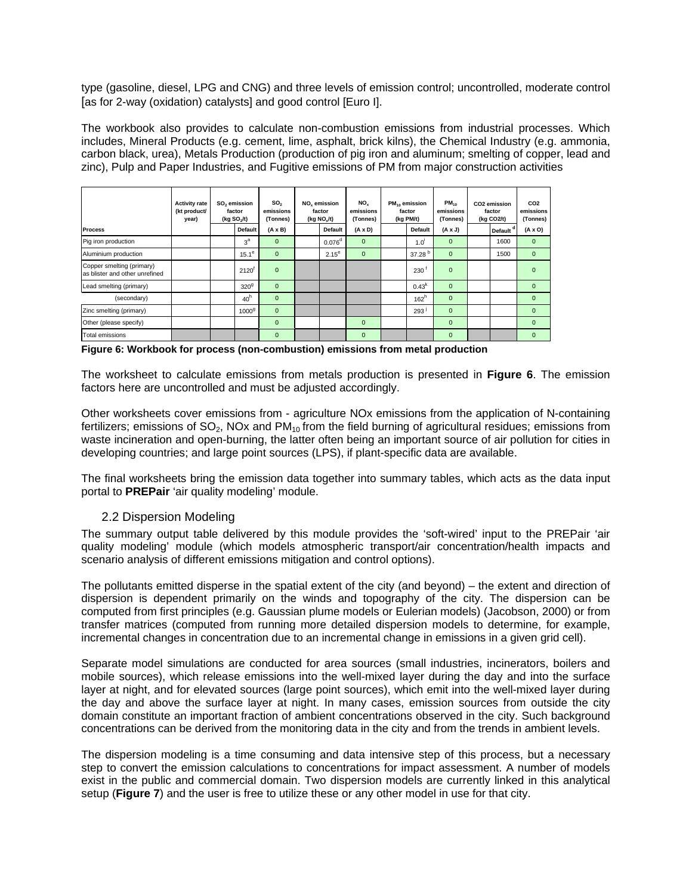type (gasoline, diesel, LPG and CNG) and three levels of emission control; uncontrolled, moderate control [as for 2-way (oxidation) catalysts] and good control [Euro I].

The workbook also provides to calculate non-combustion emissions from industrial processes. Which includes, Mineral Products (e.g. cement, lime, asphalt, brick kilns), the Chemical Industry (e.g. ammonia, carbon black, urea), Metals Production (production of pig iron and aluminum; smelting of copper, lead and zinc), Pulp and Paper Industries, and Fugitive emissions of PM from major construction activities

| Process | Activity rate (kt product/ year) | $SO_2$ emission factor (kg $SO_2$/t) | | $SO_2$ emissions (Tonnes) | $NO_x$ emission factor (kg $NO_x$/t) | | $NO_x$ emissions (Tonnes) | $PM_{10}$ emission factor (kg PM/t) | | $PM_{10}$ emissions (Tonnes) | CO2 emission factor (kg CO2/t) | | CO2 emissions (Tonnes) |
|---|---|---|---|---|---|---|---|---|---|---|---|---|---|
| | | | Default | (A x B) | | Default | (A x D) | | Default | (A x J) | | Default [d] | (A x O) |
| Pig iron production | | | 3[a] | 0 | | 0.076[d] | 0 | | 1.0[i] | 0 | | 1600 | 0 |
| Aluminium production | | | 15.1[e] | 0 | | 2.15[e] | 0 | | 37.28[b] | 0 | | 1500 | 0 |
| Copper smelting (primary) as blister and other unrefined | | | 2120[f] | 0 | | | | | 230[f] | 0 | | | 0 |
| Lead smelting (primary) | | | 320[g] | 0 | | | | | 0.43[k] | 0 | | | 0 |
| (secondary) | | | 40[h] | 0 | | | | | 162[h] | 0 | | | 0 |
| Zinc smelting (primary) | | | 1000[g] | 0 | | | | | 293[l] | 0 | | | 0 |
| Other (please specify) | | | | 0 | | | 0 | | | 0 | | | 0 |
| Total emissions | | | | 0 | | | 0 | | | 0 | | | 0 |

**Figure 6: Workbook for process (non-combustion) emissions from metal production**

The worksheet to calculate emissions from metals production is presented in **Figure 6**. The emission factors here are uncontrolled and must be adjusted accordingly.

Other worksheets cover emissions from - agriculture NOx emissions from the application of N-containing fertilizers; emissions of $SO_2$, NOx and $PM_{10}$ from the field burning of agricultural residues; emissions from waste incineration and open-burning, the latter often being an important source of air pollution for cities in developing countries; and large point sources (LPS), if plant-specific data are available.

The final worksheets bring the emission data together into summary tables, which acts as the data input portal to **PREPair** 'air quality modeling' module.

## 2.2 Dispersion Modeling

The summary output table delivered by this module provides the 'soft-wired' input to the PREPair 'air quality modeling' module (which models atmospheric transport/air concentration/health impacts and scenario analysis of different emissions mitigation and control options).

The pollutants emitted disperse in the spatial extent of the city (and beyond) – the extent and direction of dispersion is dependent primarily on the winds and topography of the city. The dispersion can be computed from first principles (e.g. Gaussian plume models or Eulerian models) (Jacobson, 2000) or from transfer matrices (computed from running more detailed dispersion models to determine, for example, incremental changes in concentration due to an incremental change in emissions in a given grid cell).

Separate model simulations are conducted for area sources (small industries, incinerators, boilers and mobile sources), which release emissions into the well-mixed layer during the day and into the surface layer at night, and for elevated sources (large point sources), which emit into the well-mixed layer during the day and above the surface layer at night. In many cases, emission sources from outside the city domain constitute an important fraction of ambient concentrations observed in the city. Such background concentrations can be derived from the monitoring data in the city and from the trends in ambient levels.

The dispersion modeling is a time consuming and data intensive step of this process, but a necessary step to convert the emission calculations to concentrations for impact assessment. A number of models exist in the public and commercial domain. Two dispersion models are currently linked in this analytical setup (**Figure 7**) and the user is free to utilize these or any other model in use for that city.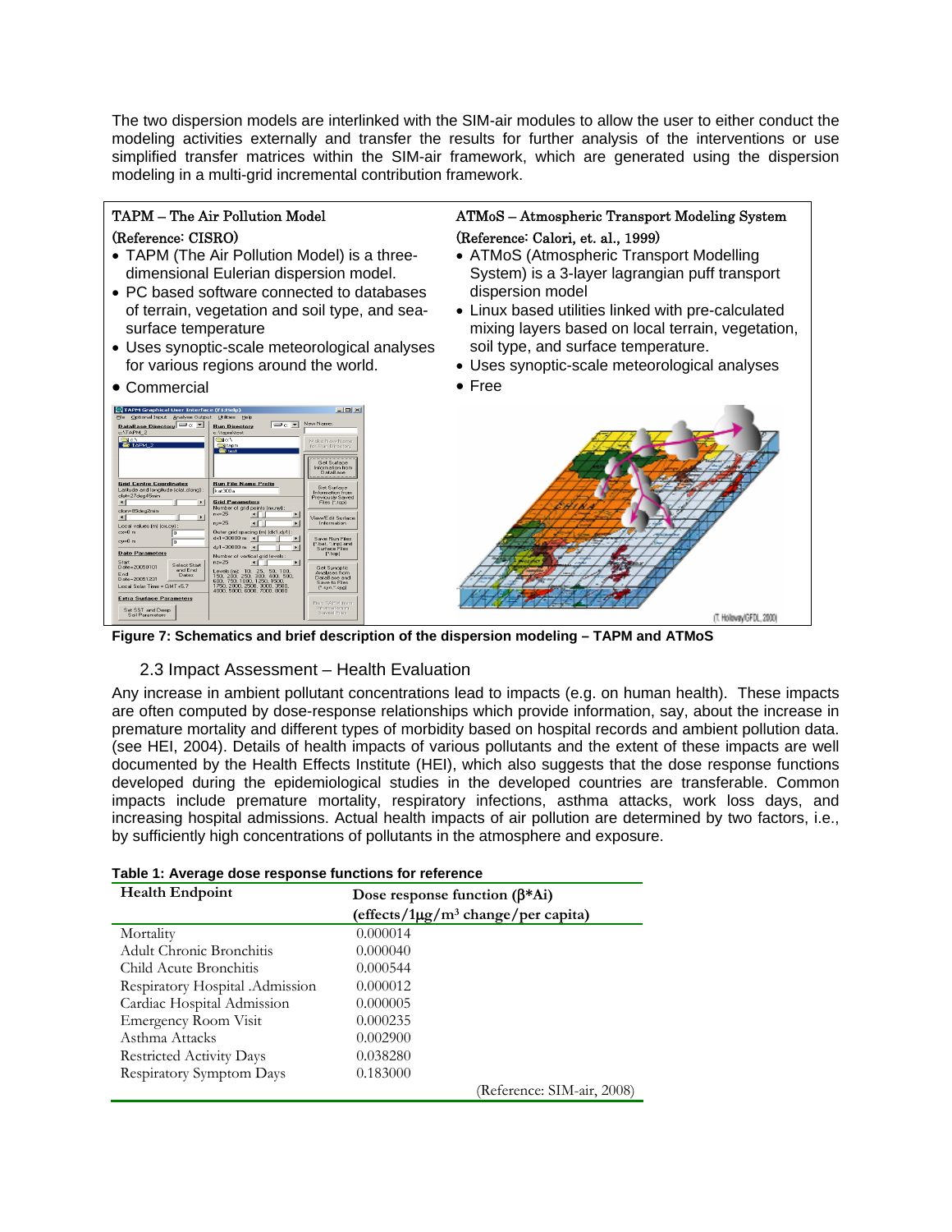The two dispersion models are interlinked with the SIM-air modules to allow the user to either conduct the modeling activities externally and transfer the results for further analysis of the interventions or use simplified transfer matrices within the SIM-air framework, which are generated using the dispersion modeling in a multi-grid incremental contribution framework.

**TAPM – The Air Pollution Model**

**(Reference: CISRO)**

- TAPM (The Air Pollution Model) is a three-dimensional Eulerian dispersion model.
- PC based software connected to databases of terrain, vegetation and soil type, and sea-surface temperature
- Uses synoptic-scale meteorological analyses for various regions around the world.
- Commercial

**ATMoS – Atmospheric Transport Modeling System**

**(Reference: Calori, et. al., 1999)**

- ATMoS (Atmospheric Transport Modelling System) is a 3-layer lagrangian puff transport dispersion model
- Linux based utilities linked with pre-calculated mixing layers based on local terrain, vegetation, soil type, and surface temperature.
- Uses synoptic-scale meteorological analyses
- Free

(T. Holloway/GFDL, 2000)

**Figure 7: Schematics and brief description of the dispersion modeling – TAPM and ATMoS**

## 2.3 Impact Assessment – Health Evaluation

Any increase in ambient pollutant concentrations lead to impacts (e.g. on human health). These impacts are often computed by dose-response relationships which provide information, say, about the increase in premature mortality and different types of morbidity based on hospital records and ambient pollution data. (see HEI, 2004). Details of health impacts of various pollutants and the extent of these impacts are well documented by the Health Effects Institute (HEI), which also suggests that the dose response functions developed during the epidemiological studies in the developed countries are transferable. Common impacts include premature mortality, respiratory infections, asthma attacks, work loss days, and increasing hospital admissions. Actual health impacts of air pollution are determined by two factors, i.e., by sufficiently high concentrations of pollutants in the atmosphere and exposure.

**Table 1: Average dose response functions for reference**

| Health Endpoint | Dose response function ($\beta$*Ai) (effects/1$\mu$g/m$^3$ change/per capita) |
|---|---|
| Mortality | 0.000014 |
| Adult Chronic Bronchitis | 0.000040 |
| Child Acute Bronchitis | 0.000544 |
| Respiratory Hospital .Admission | 0.000012 |
| Cardiac Hospital Admission | 0.000005 |
| Emergency Room Visit | 0.000235 |
| Asthma Attacks | 0.002900 |
| Restricted Activity Days | 0.038280 |
| Respiratory Symptom Days | 0.183000 |

(Reference: SIM-air, 2008)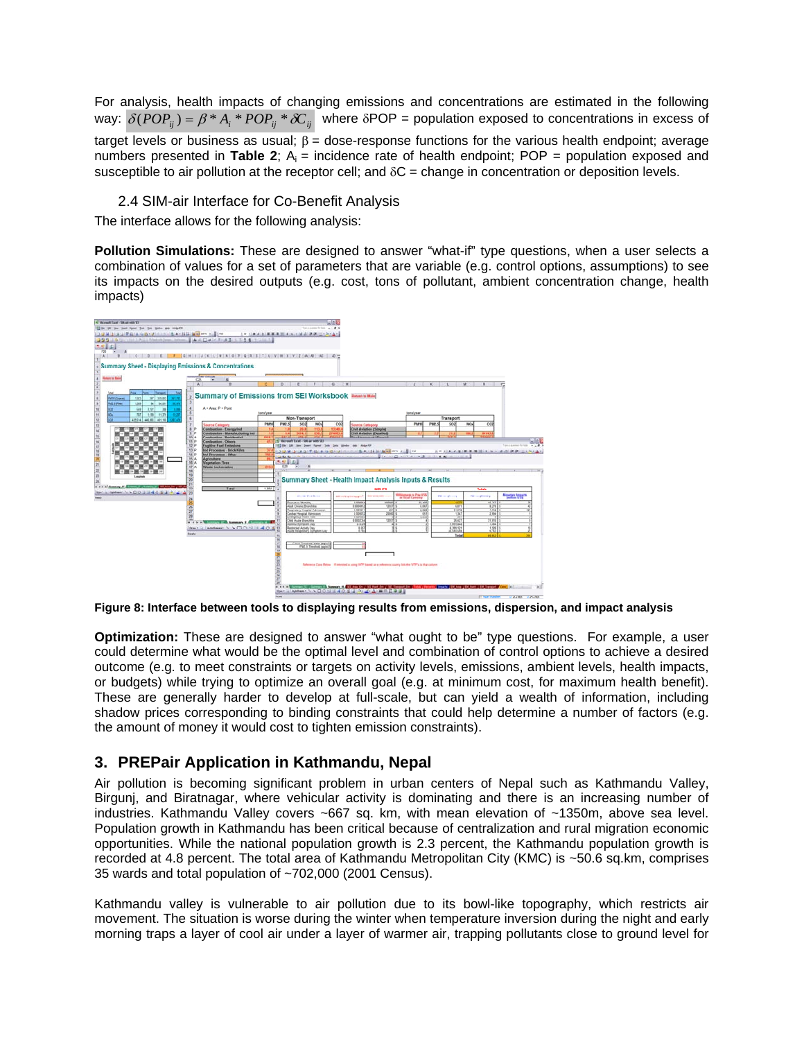For analysis, health impacts of changing emissions and concentrations are estimated in the following way: $\delta(POP_{ij}) = \beta * A_i * POP_{ij} * \delta C_{ij}$ where δPOP = population exposed to concentrations in excess of target levels or business as usual; β = dose-response functions for the various health endpoint; average numbers presented in **Table 2**; $A_i$ = incidence rate of health endpoint; POP = population exposed and susceptible to air pollution at the receptor cell; and δC = change in concentration or deposition levels.

### 2.4 SIM-air Interface for Co-Benefit Analysis

The interface allows for the following analysis:

**Pollution Simulations:** These are designed to answer "what-if" type questions, when a user selects a combination of values for a set of parameters that are variable (e.g. control options, assumptions) to see its impacts on the desired outputs (e.g. cost, tons of pollutant, ambient concentration change, health impacts)

**Figure 8: Interface between tools to displaying results from emissions, dispersion, and impact analysis**

**Optimization:** These are designed to answer "what ought to be" type questions. For example, a user could determine what would be the optimal level and combination of control options to achieve a desired outcome (e.g. to meet constraints or targets on activity levels, emissions, ambient levels, health impacts, or budgets) while trying to optimize an overall goal (e.g. at minimum cost, for maximum health benefit). These are generally harder to develop at full-scale, but can yield a wealth of information, including shadow prices corresponding to binding constraints that could help determine a number of factors (e.g. the amount of money it would cost to tighten emission constraints).

## 3. PREPair Application in Kathmandu, Nepal

Air pollution is becoming significant problem in urban centers of Nepal such as Kathmandu Valley, Birgunj, and Biratnagar, where vehicular activity is dominating and there is an increasing number of industries. Kathmandu Valley covers ~667 sq. km, with mean elevation of ~1350m, above sea level. Population growth in Kathmandu has been critical because of centralization and rural migration economic opportunities. While the national population growth is 2.3 percent, the Kathmandu population growth is recorded at 4.8 percent. The total area of Kathmandu Metropolitan City (KMC) is ~50.6 sq.km, comprises 35 wards and total population of ~702,000 (2001 Census).

Kathmandu valley is vulnerable to air pollution due to its bowl-like topography, which restricts air movement. The situation is worse during the winter when temperature inversion during the night and early morning traps a layer of cool air under a layer of warmer air, trapping pollutants close to ground level for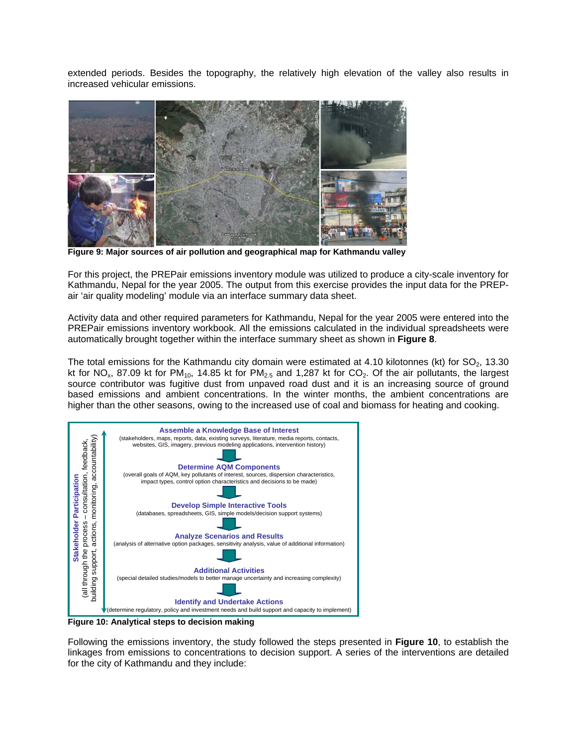extended periods. Besides the topography, the relatively high elevation of the valley also results in increased vehicular emissions.

**Figure 9: Major sources of air pollution and geographical map for Kathmandu valley**

For this project, the PREPair emissions inventory module was utilized to produce a city-scale inventory for Kathmandu, Nepal for the year 2005. The output from this exercise provides the input data for the PREP-air 'air quality modeling' module via an interface summary data sheet.

Activity data and other required parameters for Kathmandu, Nepal for the year 2005 were entered into the PREPair emissions inventory workbook. All the emissions calculated in the individual spreadsheets were automatically brought together within the interface summary sheet as shown in **Figure 8**.

The total emissions for the Kathmandu city domain were estimated at 4.10 kilotonnes (kt) for $SO_2$, 13.30 kt for $NO_x$, 87.09 kt for $PM_{10}$, 14.85 kt for $PM_{2.5}$ and 1,287 kt for $CO_2$. Of the air pollutants, the largest source contributor was fugitive dust from unpaved road dust and it is an increasing source of ground based emissions and ambient concentrations. In the winter months, the ambient concentrations are higher than the other seasons, owing to the increased use of coal and biomass for heating and cooking.

**Stakeholder Participation** (all through the process – consultation, feedback, building support, actions, monitoring, accountability)

**Assemble a Knowledge Base of Interest**
(stakeholders, maps, reports, data, existing surveys, literature, media reports, contacts, websites, GIS, imagery, previous modeling applications, intervention history)

**Determine AQM Components**
(overall goals of AQM, key pollutants of interest, sources, dispersion characteristics, impact types, control option characteristics and decisions to be made)

**Develop Simple Interactive Tools**
(databases, spreadsheets, GIS, simple models/decision support systems)

**Analyze Scenarios and Results**
(analysis of alternative option packages, sensitivity analysis, value of additional information)

**Additional Activities**
(special detailed studies/models to better manage uncertainty and increasing complexity)

**Identify and Undertake Actions**
(determine regulatory, policy and investment needs and build support and capacity to implement)

**Figure 10: Analytical steps to decision making**

Following the emissions inventory, the study followed the steps presented in **Figure 10**, to establish the linkages from emissions to concentrations to decision support. A series of the interventions are detailed for the city of Kathmandu and they include: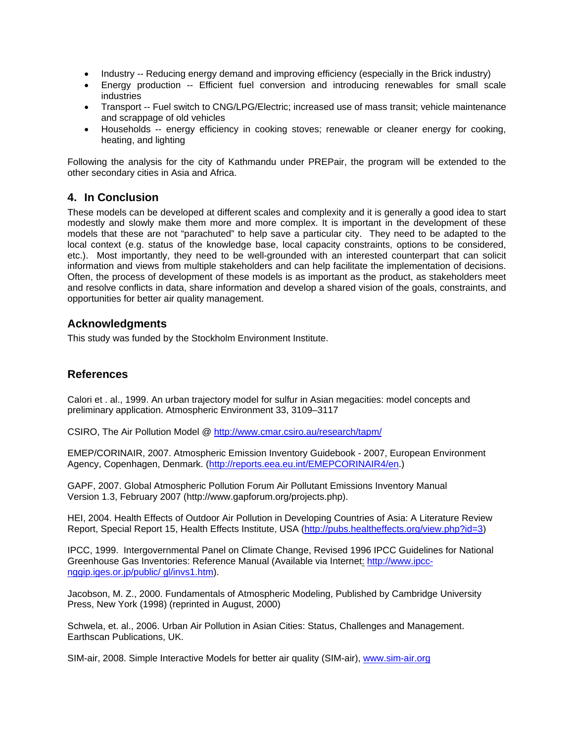- Industry -- Reducing energy demand and improving efficiency (especially in the Brick industry)
- Energy production -- Efficient fuel conversion and introducing renewables for small scale industries
- Transport -- Fuel switch to CNG/LPG/Electric; increased use of mass transit; vehicle maintenance and scrappage of old vehicles
- Households -- energy efficiency in cooking stoves; renewable or cleaner energy for cooking, heating, and lighting

Following the analysis for the city of Kathmandu under PREPair, the program will be extended to the other secondary cities in Asia and Africa.

## 4. In Conclusion

These models can be developed at different scales and complexity and it is generally a good idea to start modestly and slowly make them more and more complex. It is important in the development of these models that these are not "parachuted" to help save a particular city. They need to be adapted to the local context (e.g. status of the knowledge base, local capacity constraints, options to be considered, etc.). Most importantly, they need to be well-grounded with an interested counterpart that can solicit information and views from multiple stakeholders and can help facilitate the implementation of decisions. Often, the process of development of these models is as important as the product, as stakeholders meet and resolve conflicts in data, share information and develop a shared vision of the goals, constraints, and opportunities for better air quality management.

## Acknowledgments

This study was funded by the Stockholm Environment Institute.

## References

Calori et . al., 1999. An urban trajectory model for sulfur in Asian megacities: model concepts and preliminary application. Atmospheric Environment 33, 3109–3117

CSIRO, The Air Pollution Model @ http://www.cmar.csiro.au/research/tapm/

EMEP/CORINAIR, 2007. Atmospheric Emission Inventory Guidebook - 2007, European Environment Agency, Copenhagen, Denmark. (http://reports.eea.eu.int/EMEPCORINAIR4/en.)

GAPF, 2007. Global Atmospheric Pollution Forum Air Pollutant Emissions Inventory Manual Version 1.3, February 2007 (http://www.gapforum.org/projects.php).

HEI, 2004. Health Effects of Outdoor Air Pollution in Developing Countries of Asia: A Literature Review Report, Special Report 15, Health Effects Institute, USA (http://pubs.healtheffects.org/view.php?id=3)

IPCC, 1999. Intergovernmental Panel on Climate Change, Revised 1996 IPCC Guidelines for National Greenhouse Gas Inventories: Reference Manual (Available via Internet: http://www.ipcc-nggip.iges.or.jp/public/ gl/invs1.htm).

Jacobson, M. Z., 2000. Fundamentals of Atmospheric Modeling, Published by Cambridge University Press, New York (1998) (reprinted in August, 2000)

Schwela, et. al., 2006. Urban Air Pollution in Asian Cities: Status, Challenges and Management. Earthscan Publications, UK.

SIM-air, 2008. Simple Interactive Models for better air quality (SIM-air), www.sim-air.org